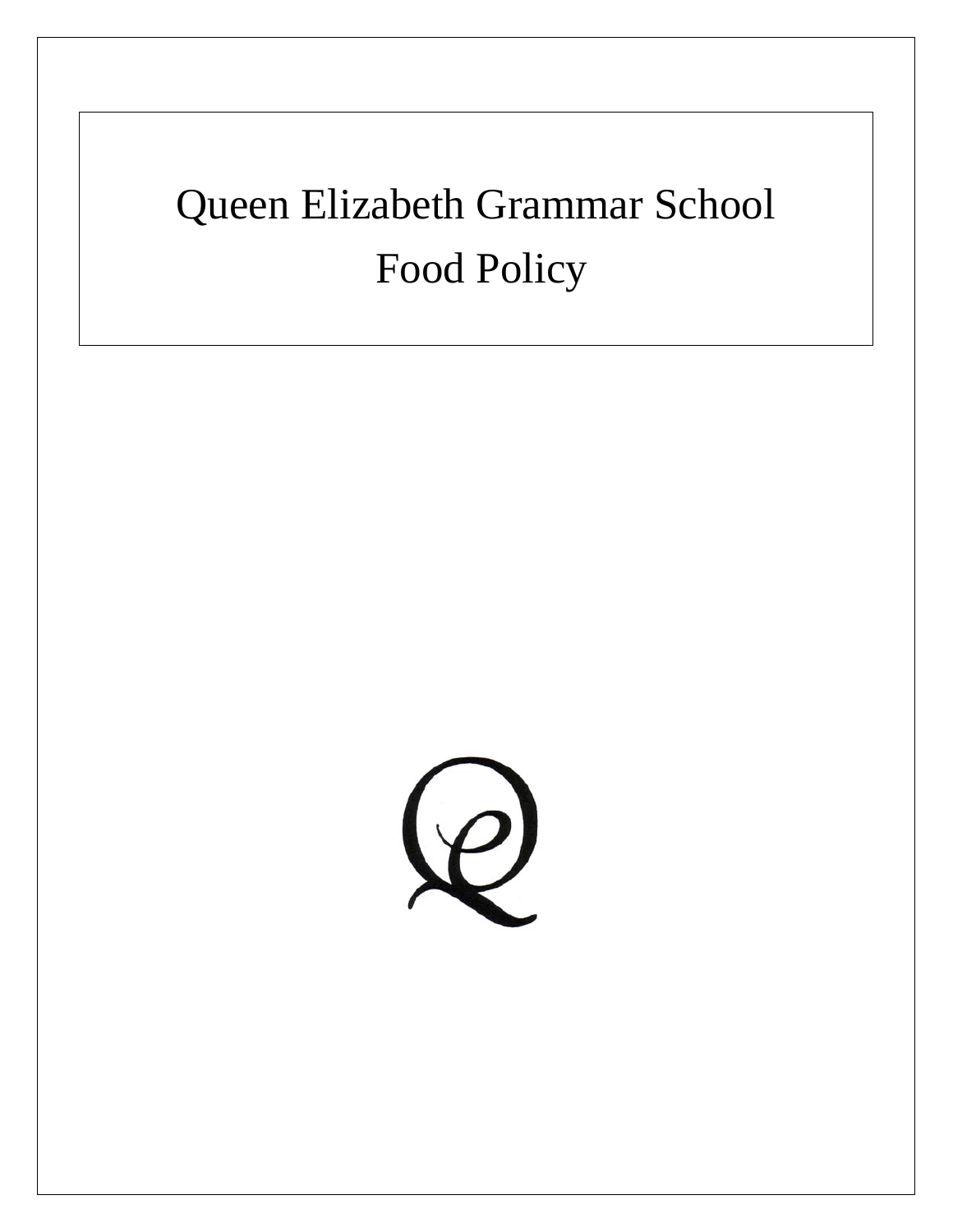# Queen Elizabeth Grammar School

# Food Policy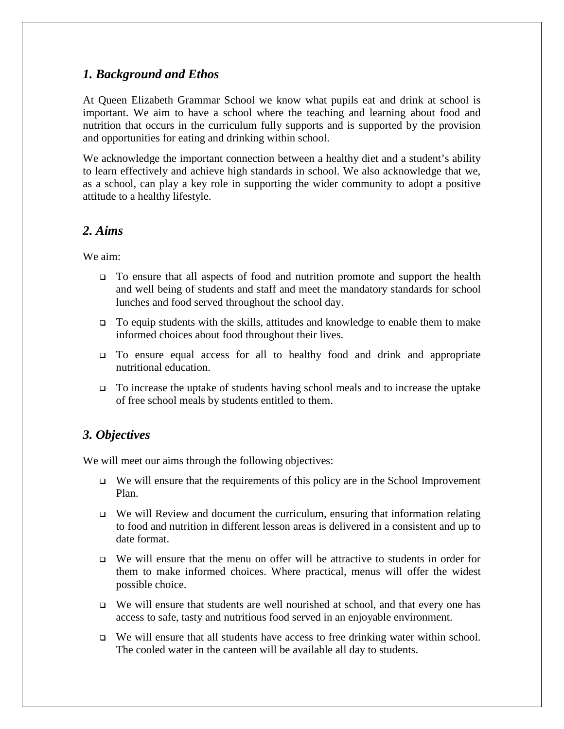## *1. Background and Ethos*

At Queen Elizabeth Grammar School we know what pupils eat and drink at school is important. We aim to have a school where the teaching and learning about food and nutrition that occurs in the curriculum fully supports and is supported by the provision and opportunities for eating and drinking within school.

We acknowledge the important connection between a healthy diet and a student's ability to learn effectively and achieve high standards in school. We also acknowledge that we, as a school, can play a key role in supporting the wider community to adopt a positive attitude to a healthy lifestyle.

## *2. Aims*

We aim:

- To ensure that all aspects of food and nutrition promote and support the health and well being of students and staff and meet the mandatory standards for school lunches and food served throughout the school day.
- To equip students with the skills, attitudes and knowledge to enable them to make informed choices about food throughout their lives.
- To ensure equal access for all to healthy food and drink and appropriate nutritional education.
- To increase the uptake of students having school meals and to increase the uptake of free school meals by students entitled to them.

## *3. Objectives*

We will meet our aims through the following objectives:

- We will ensure that the requirements of this policy are in the School Improvement Plan.
- We will Review and document the curriculum, ensuring that information relating to food and nutrition in different lesson areas is delivered in a consistent and up to date format.
- We will ensure that the menu on offer will be attractive to students in order for them to make informed choices. Where practical, menus will offer the widest possible choice.
- We will ensure that students are well nourished at school, and that every one has access to safe, tasty and nutritious food served in an enjoyable environment.
- We will ensure that all students have access to free drinking water within school. The cooled water in the canteen will be available all day to students.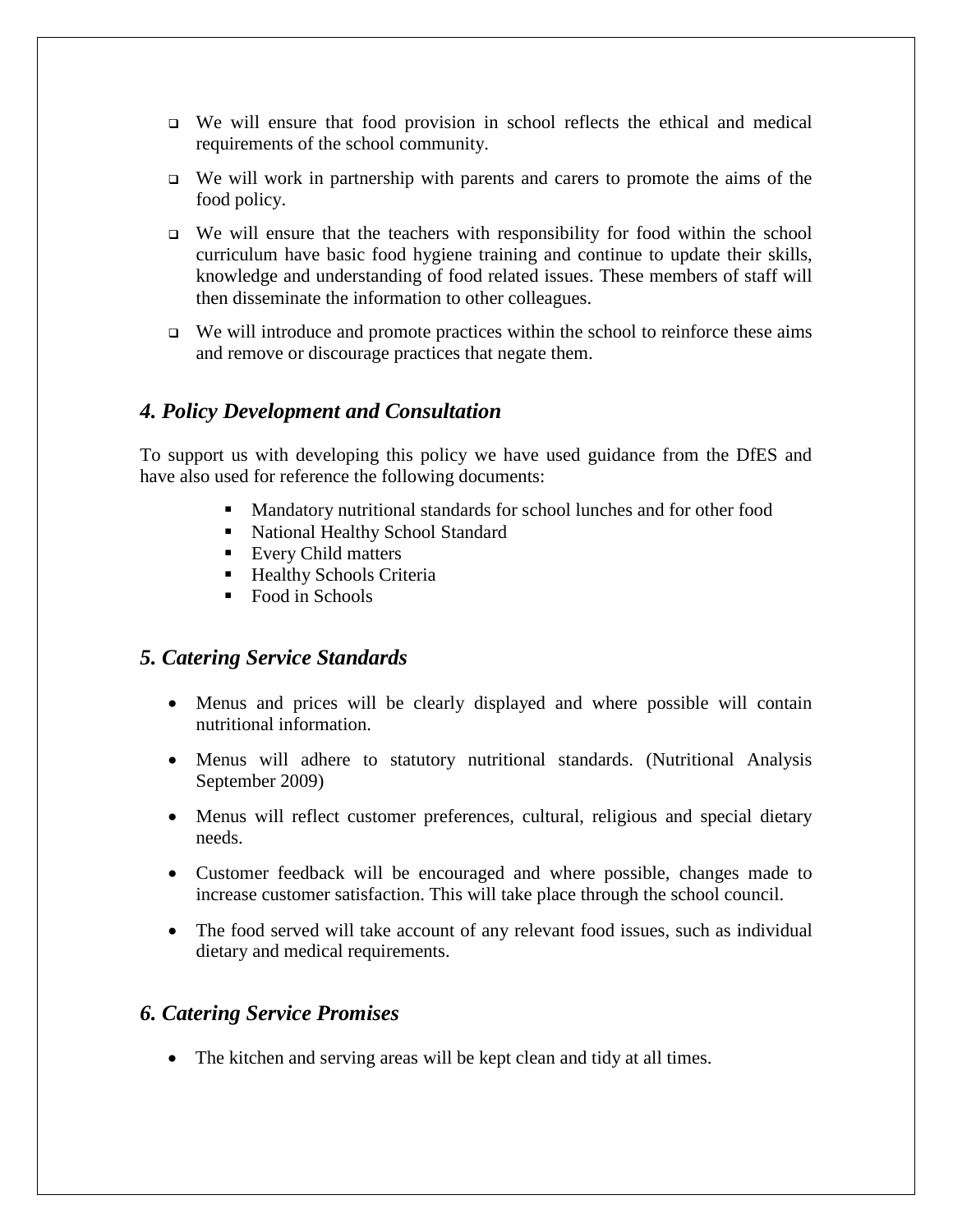- We will ensure that food provision in school reflects the ethical and medical requirements of the school community.
- We will work in partnership with parents and carers to promote the aims of the food policy.
- We will ensure that the teachers with responsibility for food within the school curriculum have basic food hygiene training and continue to update their skills, knowledge and understanding of food related issues. These members of staff will then disseminate the information to other colleagues.
- We will introduce and promote practices within the school to reinforce these aims and remove or discourage practices that negate them.

## *4. Policy Development and Consultation*

To support us with developing this policy we have used guidance from the DfES and have also used for reference the following documents:

- Mandatory nutritional standards for school lunches and for other food
- National Healthy School Standard
- Every Child matters
- Healthy Schools Criteria
- Food in Schools

## *5. Catering Service Standards*

- Menus and prices will be clearly displayed and where possible will contain nutritional information.
- Menus will adhere to statutory nutritional standards. (Nutritional Analysis September 2009)
- Menus will reflect customer preferences, cultural, religious and special dietary needs.
- Customer feedback will be encouraged and where possible, changes made to increase customer satisfaction. This will take place through the school council.
- The food served will take account of any relevant food issues, such as individual dietary and medical requirements.

## *6. Catering Service Promises*

- The kitchen and serving areas will be kept clean and tidy at all times.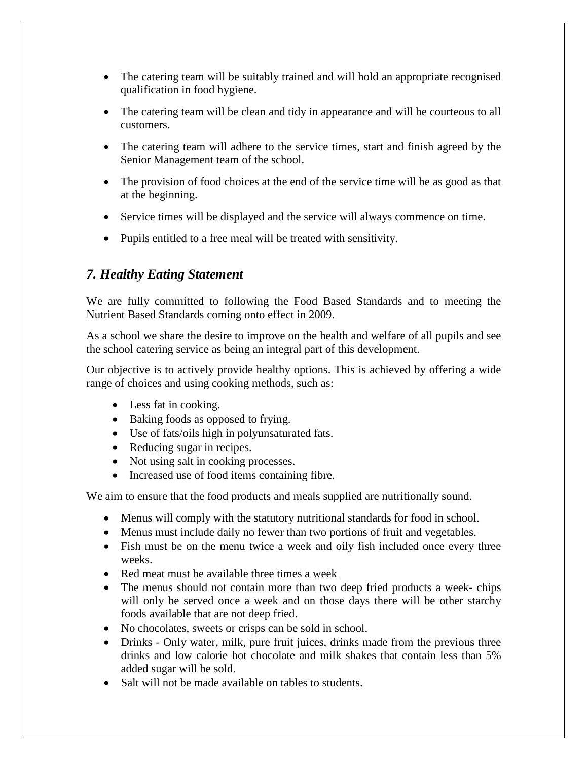- The catering team will be suitably trained and will hold an appropriate recognised qualification in food hygiene.
- The catering team will be clean and tidy in appearance and will be courteous to all customers.
- The catering team will adhere to the service times, start and finish agreed by the Senior Management team of the school.
- The provision of food choices at the end of the service time will be as good as that at the beginning.
- Service times will be displayed and the service will always commence on time.
- Pupils entitled to a free meal will be treated with sensitivity.

## *7. Healthy Eating Statement*

We are fully committed to following the Food Based Standards and to meeting the Nutrient Based Standards coming onto effect in 2009.

As a school we share the desire to improve on the health and welfare of all pupils and see the school catering service as being an integral part of this development.

Our objective is to actively provide healthy options. This is achieved by offering a wide range of choices and using cooking methods, such as:

- Less fat in cooking.
- Baking foods as opposed to frying.
- Use of fats/oils high in polyunsaturated fats.
- Reducing sugar in recipes.
- Not using salt in cooking processes.
- Increased use of food items containing fibre.

We aim to ensure that the food products and meals supplied are nutritionally sound.

- Menus will comply with the statutory nutritional standards for food in school.
- Menus must include daily no fewer than two portions of fruit and vegetables.
- Fish must be on the menu twice a week and oily fish included once every three weeks.
- Red meat must be available three times a week
- The menus should not contain more than two deep fried products a week- chips will only be served once a week and on those days there will be other starchy foods available that are not deep fried.
- No chocolates, sweets or crisps can be sold in school.
- Drinks - Only water, milk, pure fruit juices, drinks made from the previous three drinks and low calorie hot chocolate and milk shakes that contain less than 5% added sugar will be sold.
- Salt will not be made available on tables to students.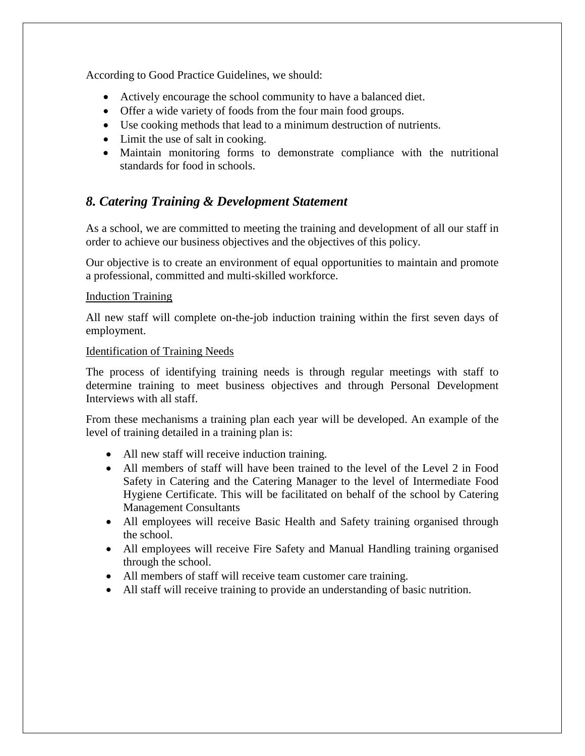According to Good Practice Guidelines, we should:

- Actively encourage the school community to have a balanced diet.
- Offer a wide variety of foods from the four main food groups.
- Use cooking methods that lead to a minimum destruction of nutrients.
- Limit the use of salt in cooking.
- Maintain monitoring forms to demonstrate compliance with the nutritional standards for food in schools.

## *8. Catering Training & Development Statement*

As a school, we are committed to meeting the training and development of all our staff in order to achieve our business objectives and the objectives of this policy.

Our objective is to create an environment of equal opportunities to maintain and promote a professional, committed and multi-skilled workforce.

<u>Induction Training</u>

All new staff will complete on-the-job induction training within the first seven days of employment.

<u>Identification of Training Needs</u>

The process of identifying training needs is through regular meetings with staff to determine training to meet business objectives and through Personal Development Interviews with all staff.

From these mechanisms a training plan each year will be developed. An example of the level of training detailed in a training plan is:

- All new staff will receive induction training.
- All members of staff will have been trained to the level of the Level 2 in Food Safety in Catering and the Catering Manager to the level of Intermediate Food Hygiene Certificate. This will be facilitated on behalf of the school by Catering Management Consultants
- All employees will receive Basic Health and Safety training organised through the school.
- All employees will receive Fire Safety and Manual Handling training organised through the school.
- All members of staff will receive team customer care training.
- All staff will receive training to provide an understanding of basic nutrition.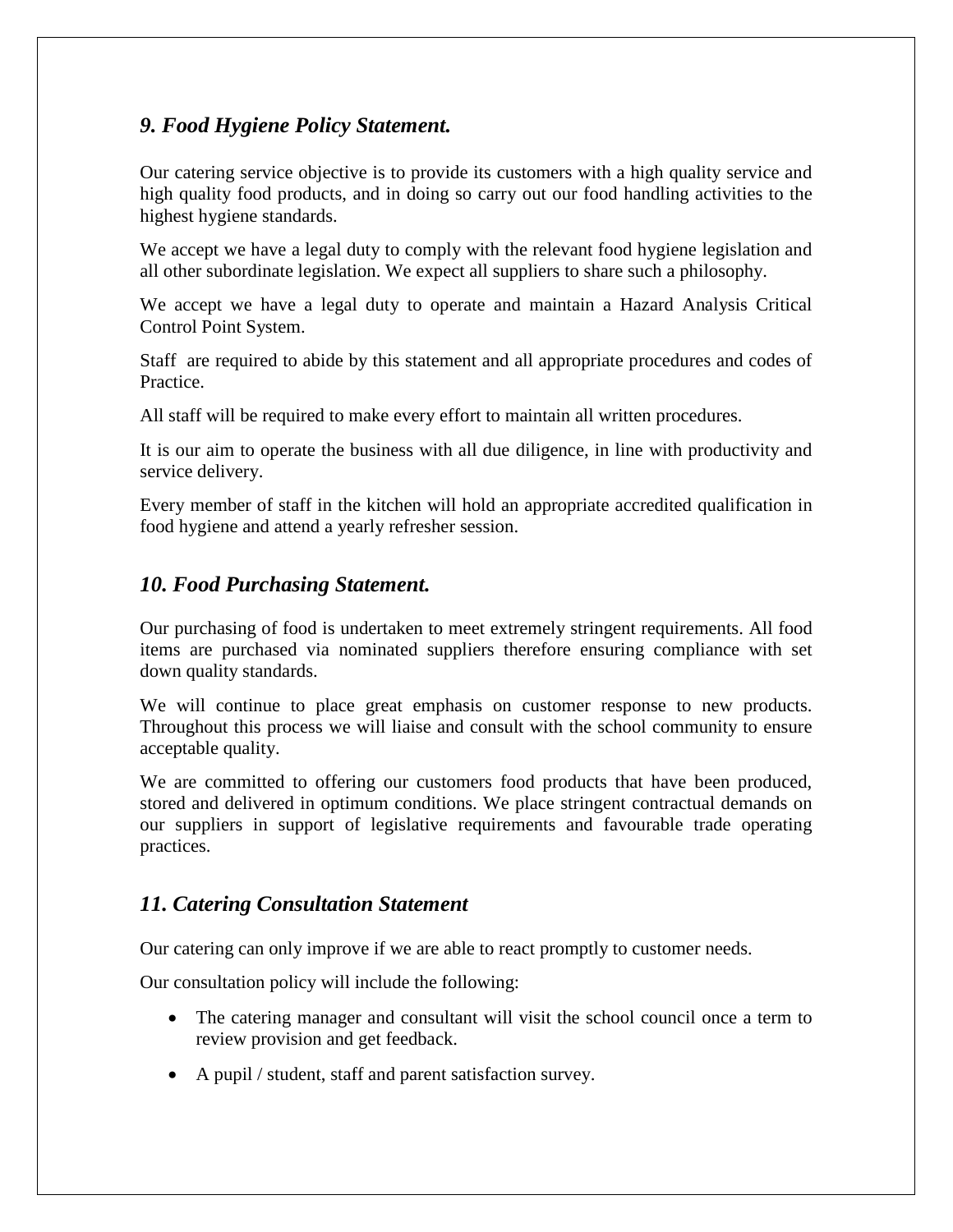## *9. Food Hygiene Policy Statement.*

Our catering service objective is to provide its customers with a high quality service and high quality food products, and in doing so carry out our food handling activities to the highest hygiene standards.

We accept we have a legal duty to comply with the relevant food hygiene legislation and all other subordinate legislation. We expect all suppliers to share such a philosophy.

We accept we have a legal duty to operate and maintain a Hazard Analysis Critical Control Point System.

Staff are required to abide by this statement and all appropriate procedures and codes of Practice.

All staff will be required to make every effort to maintain all written procedures.

It is our aim to operate the business with all due diligence, in line with productivity and service delivery.

Every member of staff in the kitchen will hold an appropriate accredited qualification in food hygiene and attend a yearly refresher session.

## *10. Food Purchasing Statement.*

Our purchasing of food is undertaken to meet extremely stringent requirements. All food items are purchased via nominated suppliers therefore ensuring compliance with set down quality standards.

We will continue to place great emphasis on customer response to new products. Throughout this process we will liaise and consult with the school community to ensure acceptable quality.

We are committed to offering our customers food products that have been produced, stored and delivered in optimum conditions. We place stringent contractual demands on our suppliers in support of legislative requirements and favourable trade operating practices.

## *11. Catering Consultation Statement*

Our catering can only improve if we are able to react promptly to customer needs.

Our consultation policy will include the following:

- The catering manager and consultant will visit the school council once a term to review provision and get feedback.
- A pupil / student, staff and parent satisfaction survey.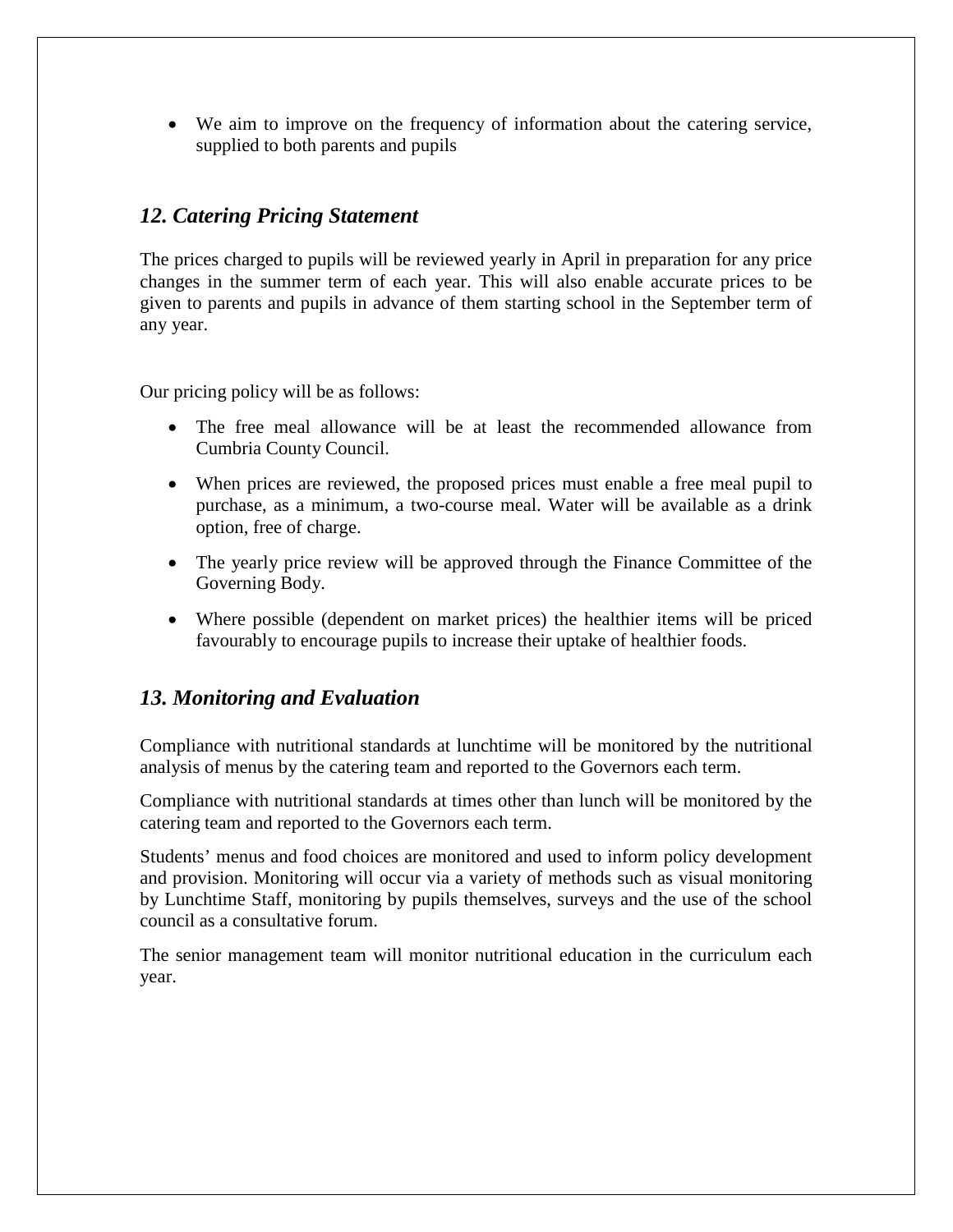- We aim to improve on the frequency of information about the catering service, supplied to both parents and pupils

## *12. Catering Pricing Statement*

The prices charged to pupils will be reviewed yearly in April in preparation for any price changes in the summer term of each year. This will also enable accurate prices to be given to parents and pupils in advance of them starting school in the September term of any year.

Our pricing policy will be as follows:

- The free meal allowance will be at least the recommended allowance from Cumbria County Council.
- When prices are reviewed, the proposed prices must enable a free meal pupil to purchase, as a minimum, a two-course meal. Water will be available as a drink option, free of charge.
- The yearly price review will be approved through the Finance Committee of the Governing Body.
- Where possible (dependent on market prices) the healthier items will be priced favourably to encourage pupils to increase their uptake of healthier foods.

## *13. Monitoring and Evaluation*

Compliance with nutritional standards at lunchtime will be monitored by the nutritional analysis of menus by the catering team and reported to the Governors each term.

Compliance with nutritional standards at times other than lunch will be monitored by the catering team and reported to the Governors each term.

Students' menus and food choices are monitored and used to inform policy development and provision. Monitoring will occur via a variety of methods such as visual monitoring by Lunchtime Staff, monitoring by pupils themselves, surveys and the use of the school council as a consultative forum.

The senior management team will monitor nutritional education in the curriculum each year.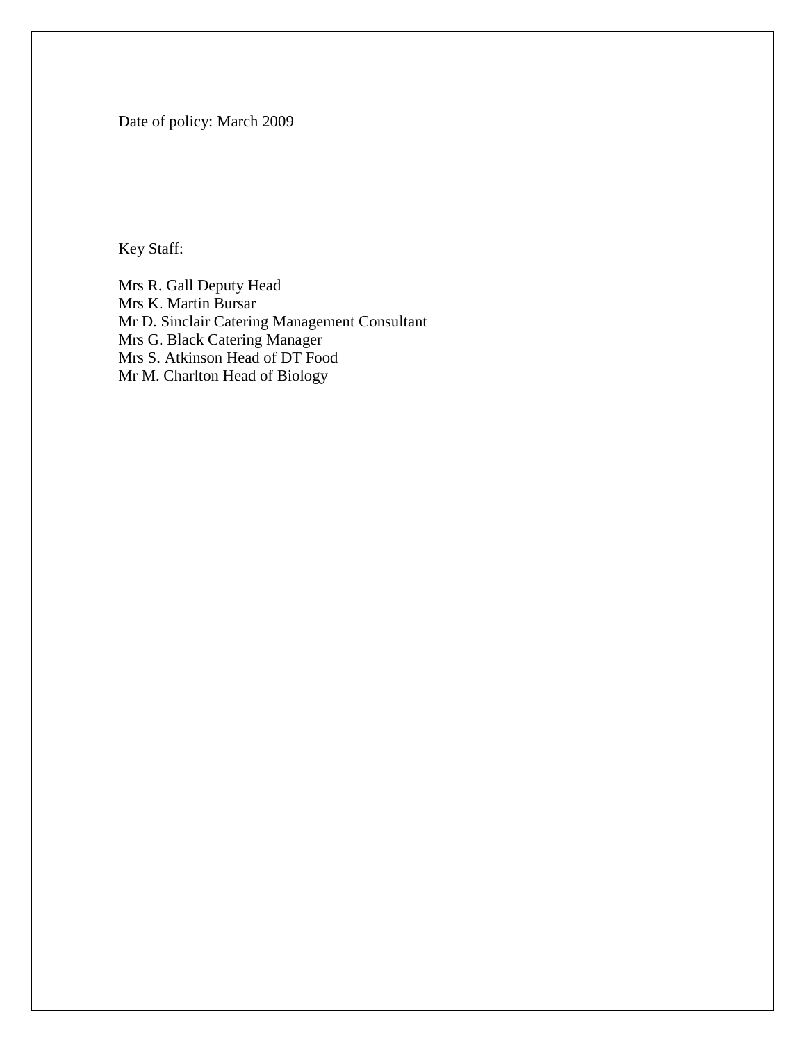Date of policy: March 2009

Key Staff:

Mrs R. Gall Deputy Head
Mrs K. Martin Bursar
Mr D. Sinclair Catering Management Consultant
Mrs G. Black Catering Manager
Mrs S. Atkinson Head of DT Food
Mr M. Charlton Head of Biology